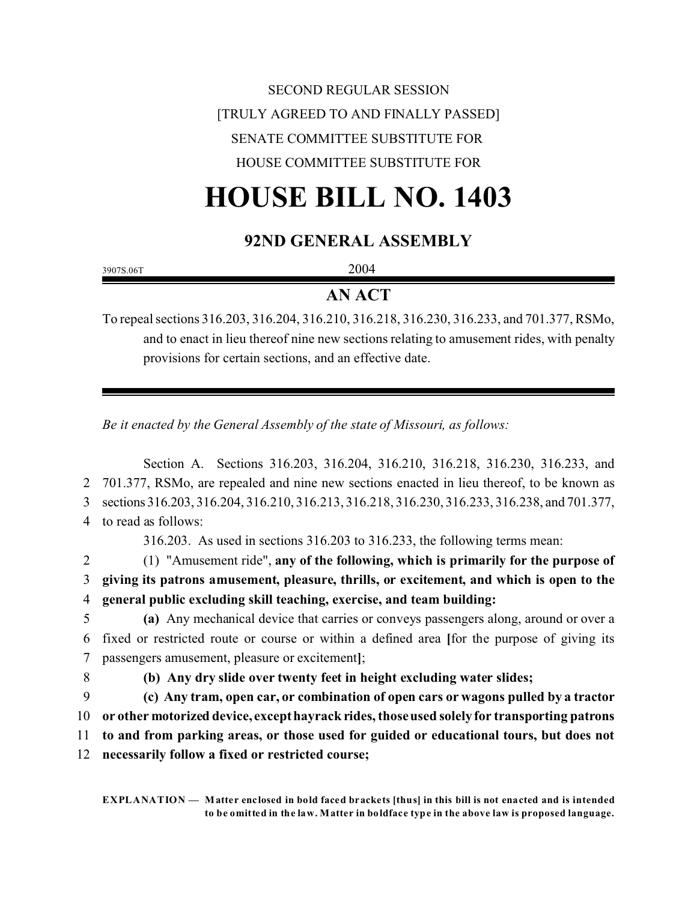SECOND REGULAR SESSION

[TRULY AGREED TO AND FINALLY PASSED]

SENATE COMMITTEE SUBSTITUTE FOR

HOUSE COMMITTEE SUBSTITUTE FOR

# HOUSE BILL NO. 1403

## 92ND GENERAL ASSEMBLY

3907S.06T 2004

## AN ACT

To repeal sections 316.203, 316.204, 316.210, 316.218, 316.230, 316.233, and 701.377, RSMo, and to enact in lieu thereof nine new sections relating to amusement rides, with penalty provisions for certain sections, and an effective date.

*Be it enacted by the General Assembly of the state of Missouri, as follows:*

Section A. Sections 316.203, 316.204, 316.210, 316.218, 316.230, 316.233, and 701.377, RSMo, are repealed and nine new sections enacted in lieu thereof, to be known as sections 316.203, 316.204, 316.210, 316.213, 316.218, 316.230, 316.233, 316.238, and 701.377, to read as follows:

316.203. As used in sections 316.203 to 316.233, the following terms mean:

(1) "Amusement ride", **any of the following, which is primarily for the purpose of giving its patrons amusement, pleasure, thrills, or excitement, and which is open to the general public excluding skill teaching, exercise, and team building:**

**(a)** Any mechanical device that carries or conveys passengers along, around or over a fixed or restricted route or course or within a defined area **[**for the purpose of giving its passengers amusement, pleasure or excitement**]**;

**(b) Any dry slide over twenty feet in height excluding water slides;**

**(c) Any tram, open car, or combination of open cars or wagons pulled by a tractor or other motorized device, except hayrack rides, those used solely for transporting patrons to and from parking areas, or those used for guided or educational tours, but does not necessarily follow a fixed or restricted course;**

**EXPLANATION — Matter enclosed in bold faced brackets [thus] in this bill is not enacted and is intended to be omitted in the law. Matter in boldface type in the above law is proposed language.**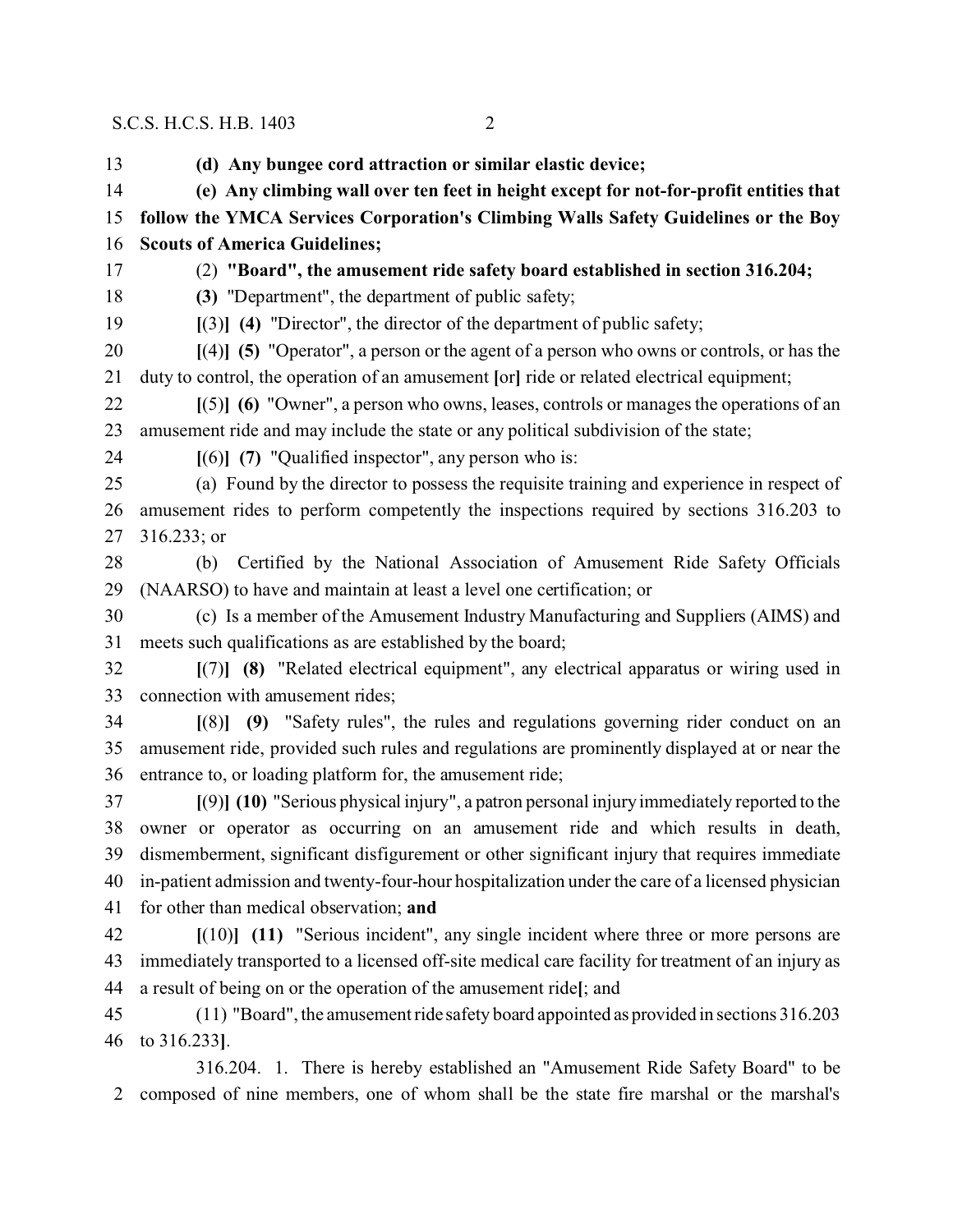**(d) Any bungee cord attraction or similar elastic device;**

**(e) Any climbing wall over ten feet in height except for not-for-profit entities that follow the YMCA Services Corporation's Climbing Walls Safety Guidelines or the Boy Scouts of America Guidelines;**

(2) **"Board", the amusement ride safety board established in section 316.204;**

**(3)** "Department", the department of public safety;

**[**(3)**] (4)** "Director", the director of the department of public safety;

**[**(4)**] (5)** "Operator", a person or the agent of a person who owns or controls, or has the duty to control, the operation of an amusement **[**or**]** ride or related electrical equipment;

**[**(5)**] (6)** "Owner", a person who owns, leases, controls or manages the operations of an amusement ride and may include the state or any political subdivision of the state;

**[**(6)**] (7)** "Qualified inspector", any person who is:

(a) Found by the director to possess the requisite training and experience in respect of amusement rides to perform competently the inspections required by sections 316.203 to 316.233; or

(b) Certified by the National Association of Amusement Ride Safety Officials (NAARSO) to have and maintain at least a level one certification; or

(c) Is a member of the Amusement Industry Manufacturing and Suppliers (AIMS) and meets such qualifications as are established by the board;

**[**(7)**] (8)** "Related electrical equipment", any electrical apparatus or wiring used in connection with amusement rides;

**[**(8)**] (9)** "Safety rules", the rules and regulations governing rider conduct on an amusement ride, provided such rules and regulations are prominently displayed at or near the entrance to, or loading platform for, the amusement ride;

**[**(9)**] (10)** "Serious physical injury", a patron personal injury immediately reported to the owner or operator as occurring on an amusement ride and which results in death, dismemberment, significant disfigurement or other significant injury that requires immediate in-patient admission and twenty-four-hour hospitalization under the care of a licensed physician for other than medical observation; **and**

**[**(10)**] (11)** "Serious incident", any single incident where three or more persons are immediately transported to a licensed off-site medical care facility for treatment of an injury as a result of being on or the operation of the amusement ride**[**; and

(11) "Board", the amusement ride safety board appointed as provided in sections 316.203 to 316.233**]**.

316.204. 1. There is hereby established an "Amusement Ride Safety Board" to be composed of nine members, one of whom shall be the state fire marshal or the marshal's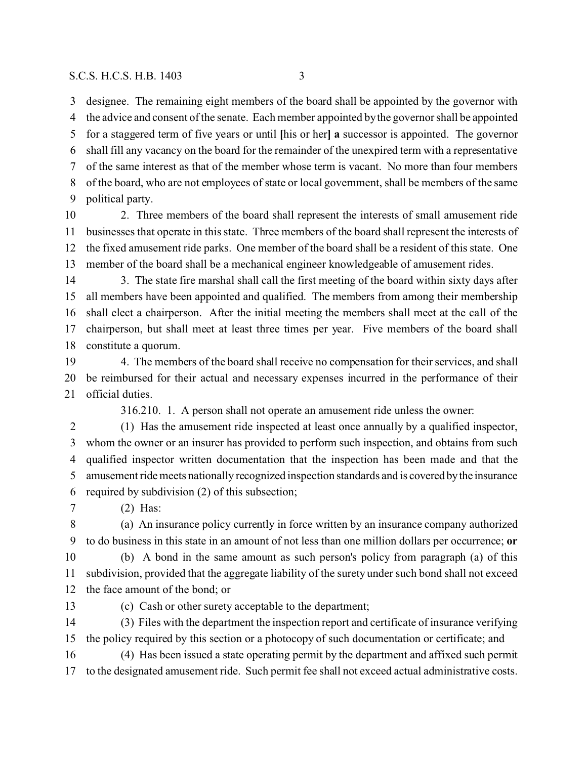designee. The remaining eight members of the board shall be appointed by the governor with the advice and consent of the senate. Each member appointed by the governor shall be appointed for a staggered term of five years or until [his or her] **a** successor is appointed. The governor shall fill any vacancy on the board for the remainder of the unexpired term with a representative of the same interest as that of the member whose term is vacant. No more than four members of the board, who are not employees of state or local government, shall be members of the same political party.

2. Three members of the board shall represent the interests of small amusement ride businesses that operate in this state. Three members of the board shall represent the interests of the fixed amusement ride parks. One member of the board shall be a resident of this state. One member of the board shall be a mechanical engineer knowledgeable of amusement rides.

3. The state fire marshal shall call the first meeting of the board within sixty days after all members have been appointed and qualified. The members from among their membership shall elect a chairperson. After the initial meeting the members shall meet at the call of the chairperson, but shall meet at least three times per year. Five members of the board shall constitute a quorum.

4. The members of the board shall receive no compensation for their services, and shall be reimbursed for their actual and necessary expenses incurred in the performance of their official duties.

316.210. 1. A person shall not operate an amusement ride unless the owner:

(1) Has the amusement ride inspected at least once annually by a qualified inspector, whom the owner or an insurer has provided to perform such inspection, and obtains from such qualified inspector written documentation that the inspection has been made and that the amusement ride meets nationally recognized inspection standards and is covered by the insurance required by subdivision (2) of this subsection;

(2) Has:

(a) An insurance policy currently in force written by an insurance company authorized to do business in this state in an amount of not less than one million dollars per occurrence; **or**

(b) A bond in the same amount as such person's policy from paragraph (a) of this subdivision, provided that the aggregate liability of the surety under such bond shall not exceed the face amount of the bond; or

(c) Cash or other surety acceptable to the department;

(3) Files with the department the inspection report and certificate of insurance verifying the policy required by this section or a photocopy of such documentation or certificate; and

(4) Has been issued a state operating permit by the department and affixed such permit to the designated amusement ride. Such permit fee shall not exceed actual administrative costs.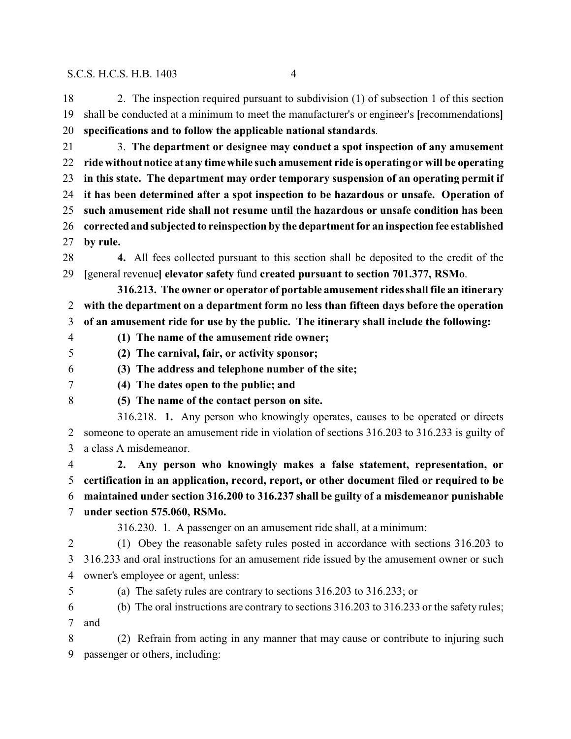2. The inspection required pursuant to subdivision (1) of subsection 1 of this section shall be conducted at a minimum to meet the manufacturer's or engineer's [recommendations] **specifications and to follow the applicable national standards**.

3. **The department or designee may conduct a spot inspection of any amusement ride without notice at any time while such amusement ride is operating or will be operating in this state. The department may order temporary suspension of an operating permit if it has been determined after a spot inspection to be hazardous or unsafe. Operation of such amusement ride shall not resume until the hazardous or unsafe condition has been corrected and subjected to reinspection by the department for an inspection fee established by rule.**

**4.** All fees collected pursuant to this section shall be deposited to the credit of the [general revenue] **elevator safety** fund **created pursuant to section 701.377, RSMo**.

**316.213. The owner or operator of portable amusement rides shall file an itinerary with the department on a department form no less than fifteen days before the operation of an amusement ride for use by the public. The itinerary shall include the following:**

**(1) The name of the amusement ride owner;**

**(2) The carnival, fair, or activity sponsor;**

**(3) The address and telephone number of the site;**

**(4) The dates open to the public; and**

**(5) The name of the contact person on site.**

316.218. **1.** Any person who knowingly operates, causes to be operated or directs someone to operate an amusement ride in violation of sections 316.203 to 316.233 is guilty of a class A misdemeanor.

**2. Any person who knowingly makes a false statement, representation, or certification in an application, record, report, or other document filed or required to be maintained under section 316.200 to 316.237 shall be guilty of a misdemeanor punishable under section 575.060, RSMo.**

316.230. 1. A passenger on an amusement ride shall, at a minimum:

(1) Obey the reasonable safety rules posted in accordance with sections 316.203 to 316.233 and oral instructions for an amusement ride issued by the amusement owner or such owner's employee or agent, unless:

(a) The safety rules are contrary to sections 316.203 to 316.233; or

(b) The oral instructions are contrary to sections 316.203 to 316.233 or the safety rules; and

(2) Refrain from acting in any manner that may cause or contribute to injuring such passenger or others, including: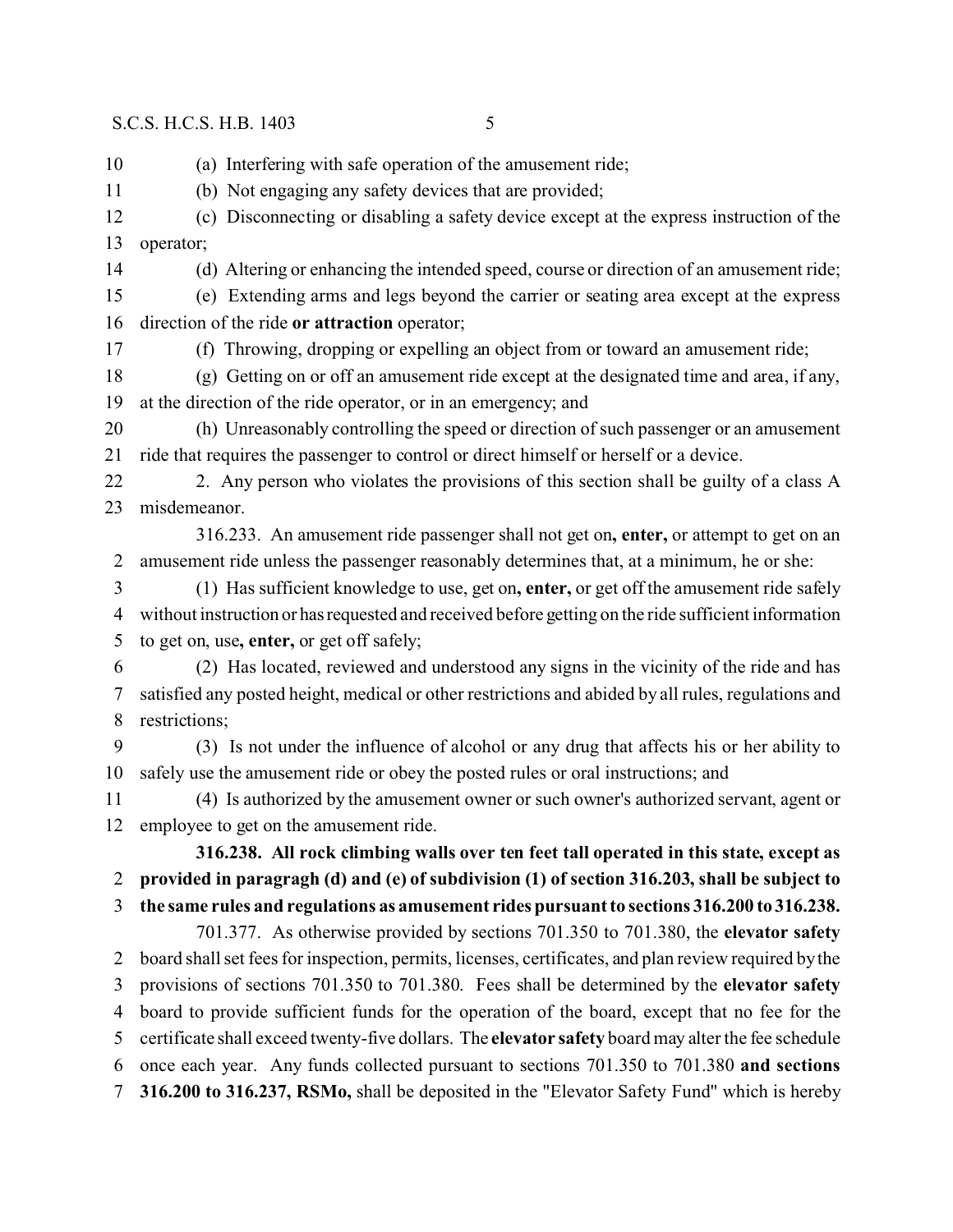(a) Interfering with safe operation of the amusement ride;

(b) Not engaging any safety devices that are provided;

(c) Disconnecting or disabling a safety device except at the express instruction of the operator;

(d) Altering or enhancing the intended speed, course or direction of an amusement ride;

(e) Extending arms and legs beyond the carrier or seating area except at the express direction of the ride **or attraction** operator;

(f) Throwing, dropping or expelling an object from or toward an amusement ride;

(g) Getting on or off an amusement ride except at the designated time and area, if any, at the direction of the ride operator, or in an emergency; and

(h) Unreasonably controlling the speed or direction of such passenger or an amusement ride that requires the passenger to control or direct himself or herself or a device.

2. Any person who violates the provisions of this section shall be guilty of a class A misdemeanor.

316.233. An amusement ride passenger shall not get on**, enter,** or attempt to get on an amusement ride unless the passenger reasonably determines that, at a minimum, he or she:

(1) Has sufficient knowledge to use, get on**, enter,** or get off the amusement ride safely without instruction or has requested and received before getting on the ride sufficient information to get on, use**, enter,** or get off safely;

(2) Has located, reviewed and understood any signs in the vicinity of the ride and has satisfied any posted height, medical or other restrictions and abided by all rules, regulations and restrictions;

(3) Is not under the influence of alcohol or any drug that affects his or her ability to safely use the amusement ride or obey the posted rules or oral instructions; and

(4) Is authorized by the amusement owner or such owner's authorized servant, agent or employee to get on the amusement ride.

**316.238. All rock climbing walls over ten feet tall operated in this state, except as provided in paragragh (d) and (e) of subdivision (1) of section 316.203, shall be subject to the same rules and regulations as amusement rides pursuant to sections 316.200 to 316.238.**

701.377. As otherwise provided by sections 701.350 to 701.380, the **elevator safety** board shall set fees for inspection, permits, licenses, certificates, and plan review required by the provisions of sections 701.350 to 701.380. Fees shall be determined by the **elevator safety** board to provide sufficient funds for the operation of the board, except that no fee for the certificate shall exceed twenty-five dollars. The **elevator safety** board may alter the fee schedule once each year. Any funds collected pursuant to sections 701.350 to 701.380 **and sections 316.200 to 316.237, RSMo,** shall be deposited in the "Elevator Safety Fund" which is hereby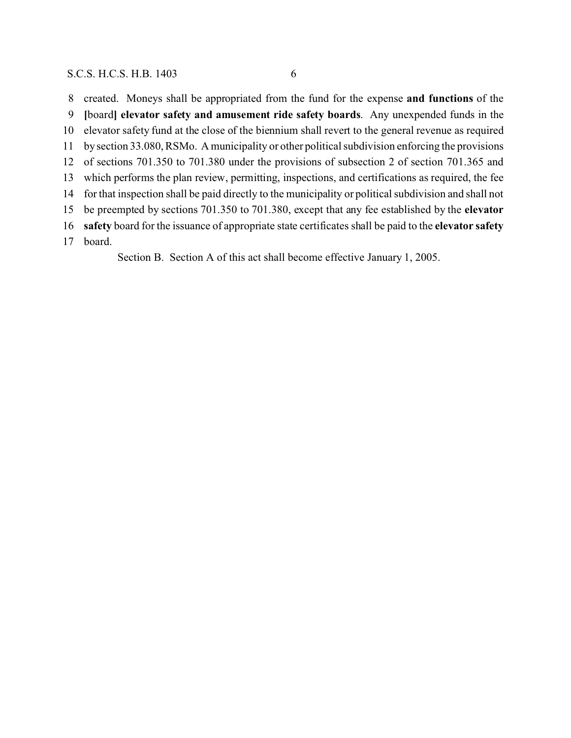8 created. Moneys shall be appropriated from the fund for the expense **and functions** of the
9 **[**board**]** **elevator safety and amusement ride safety boards**. Any unexpended funds in the
10 elevator safety fund at the close of the biennium shall revert to the general revenue as required
11 by section 33.080, RSMo. A municipality or other political subdivision enforcing the provisions
12 of sections 701.350 to 701.380 under the provisions of subsection 2 of section 701.365 and
13 which performs the plan review, permitting, inspections, and certifications as required, the fee
14 for that inspection shall be paid directly to the municipality or political subdivision and shall not
15 be preempted by sections 701.350 to 701.380, except that any fee established by the **elevator**
16 **safety** board for the issuance of appropriate state certificates shall be paid to the **elevator safety**
17 board.

Section B. Section A of this act shall become effective January 1, 2005.